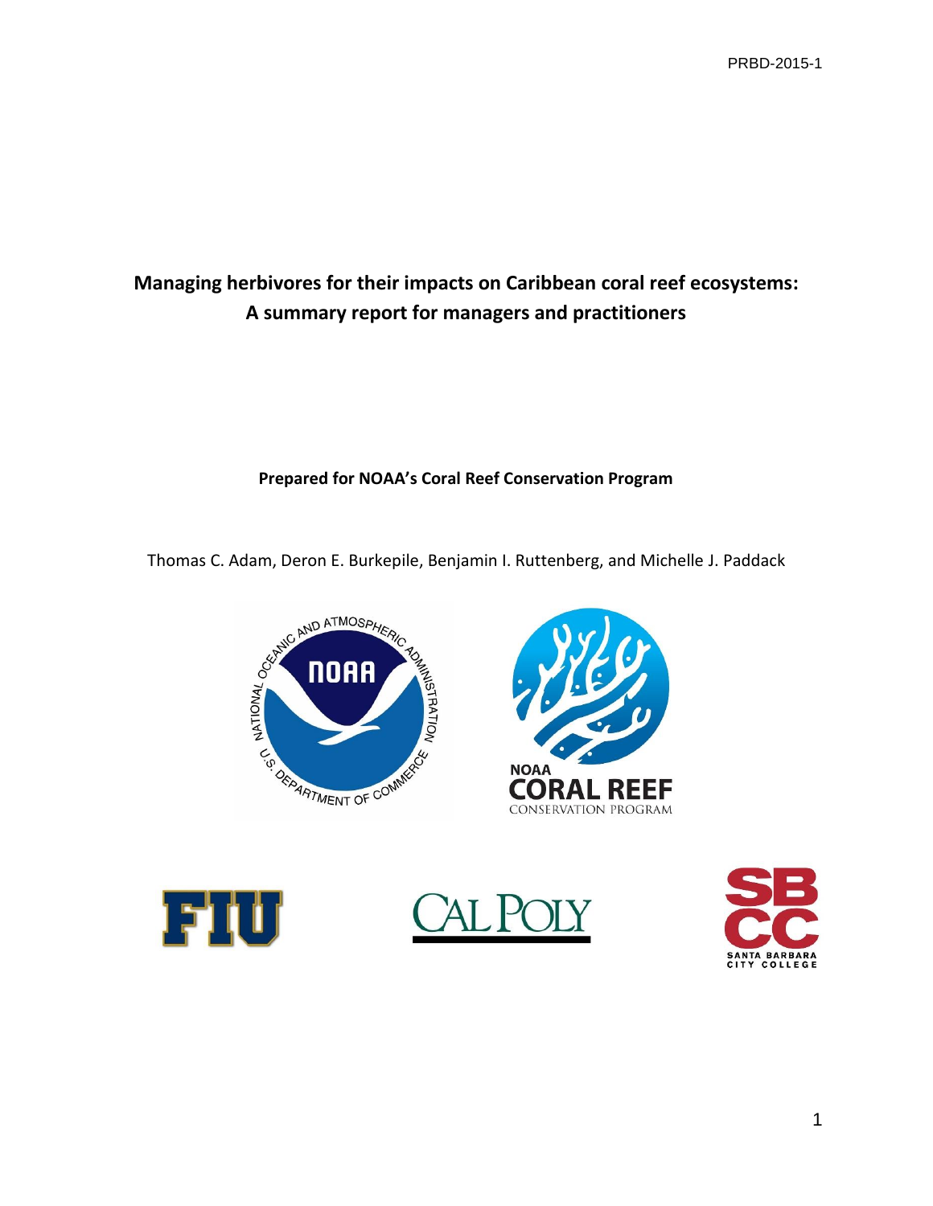PRBD-2015-1

# Managing herbivores for their impacts on Caribbean coral reef ecosystems: A summary report for managers and practitioners

**Prepared for NOAA's Coral Reef Conservation Program**

Thomas C. Adam, Deron E. Burkepile, Benjamin I. Ruttenberg, and Michelle J. Paddack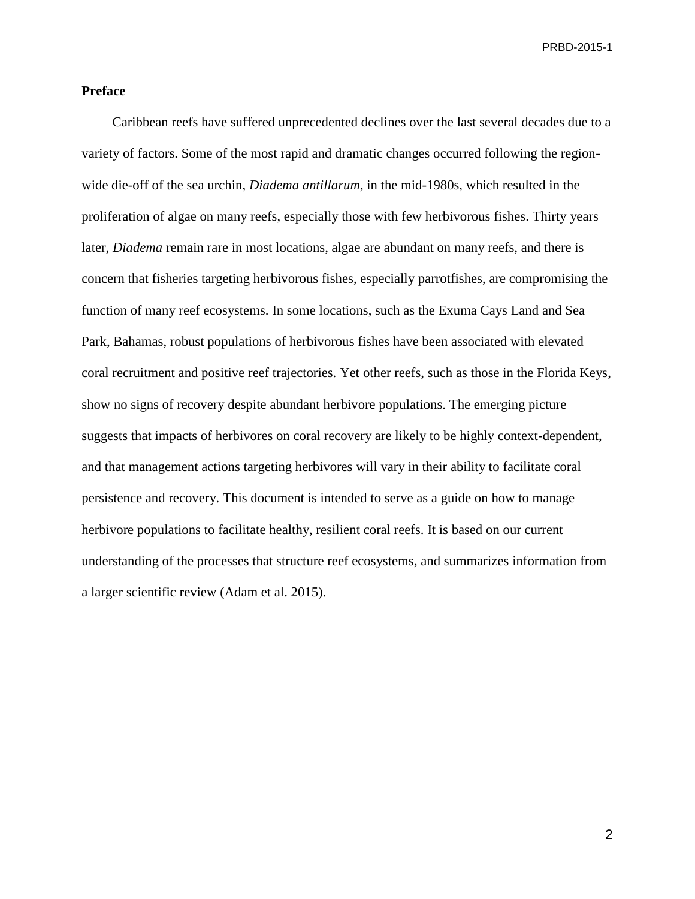## Preface

Caribbean reefs have suffered unprecedented declines over the last several decades due to a variety of factors. Some of the most rapid and dramatic changes occurred following the region-wide die-off of the sea urchin, *Diadema antillarum*, in the mid-1980s, which resulted in the proliferation of algae on many reefs, especially those with few herbivorous fishes. Thirty years later, *Diadema* remain rare in most locations, algae are abundant on many reefs, and there is concern that fisheries targeting herbivorous fishes, especially parrotfishes, are compromising the function of many reef ecosystems. In some locations, such as the Exuma Cays Land and Sea Park, Bahamas, robust populations of herbivorous fishes have been associated with elevated coral recruitment and positive reef trajectories. Yet other reefs, such as those in the Florida Keys, show no signs of recovery despite abundant herbivore populations. The emerging picture suggests that impacts of herbivores on coral recovery are likely to be highly context-dependent, and that management actions targeting herbivores will vary in their ability to facilitate coral persistence and recovery. This document is intended to serve as a guide on how to manage herbivore populations to facilitate healthy, resilient coral reefs. It is based on our current understanding of the processes that structure reef ecosystems, and summarizes information from a larger scientific review (Adam et al. 2015).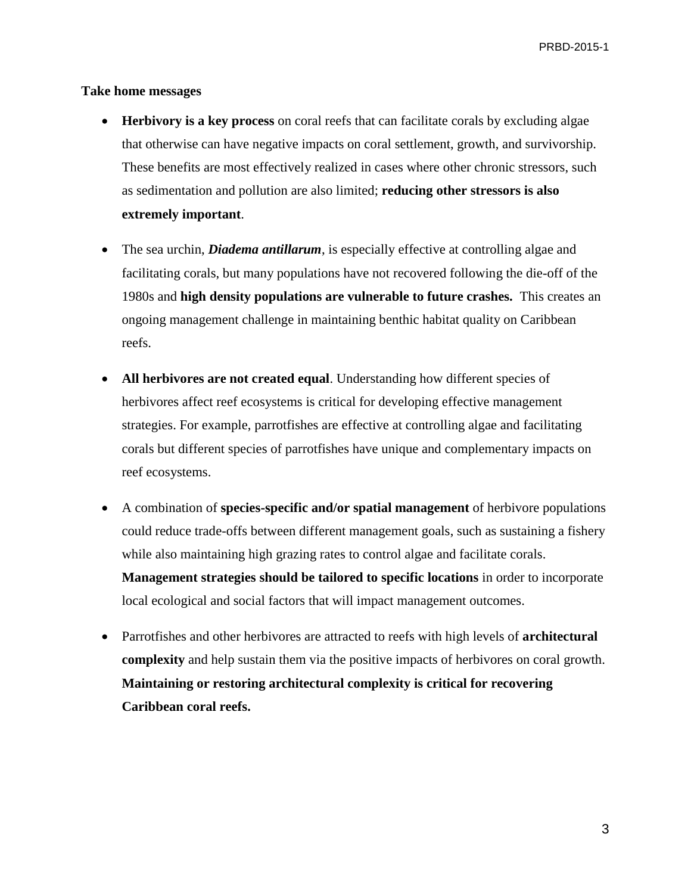**Take home messages**

- **Herbivory is a key process** on coral reefs that can facilitate corals by excluding algae that otherwise can have negative impacts on coral settlement, growth, and survivorship. These benefits are most effectively realized in cases where other chronic stressors, such as sedimentation and pollution are also limited; **reducing other stressors is also extremely important**.

- The sea urchin, ***Diadema antillarum***, is especially effective at controlling algae and facilitating corals, but many populations have not recovered following the die-off of the 1980s and **high density populations are vulnerable to future crashes.** This creates an ongoing management challenge in maintaining benthic habitat quality on Caribbean reefs.

- **All herbivores are not created equal**. Understanding how different species of herbivores affect reef ecosystems is critical for developing effective management strategies. For example, parrotfishes are effective at controlling algae and facilitating corals but different species of parrotfishes have unique and complementary impacts on reef ecosystems.

- A combination of **species-specific and/or spatial management** of herbivore populations could reduce trade-offs between different management goals, such as sustaining a fishery while also maintaining high grazing rates to control algae and facilitate corals. **Management strategies should be tailored to specific locations** in order to incorporate local ecological and social factors that will impact management outcomes.

- Parrotfishes and other herbivores are attracted to reefs with high levels of **architectural complexity** and help sustain them via the positive impacts of herbivores on coral growth. **Maintaining or restoring architectural complexity is critical for recovering Caribbean coral reefs.**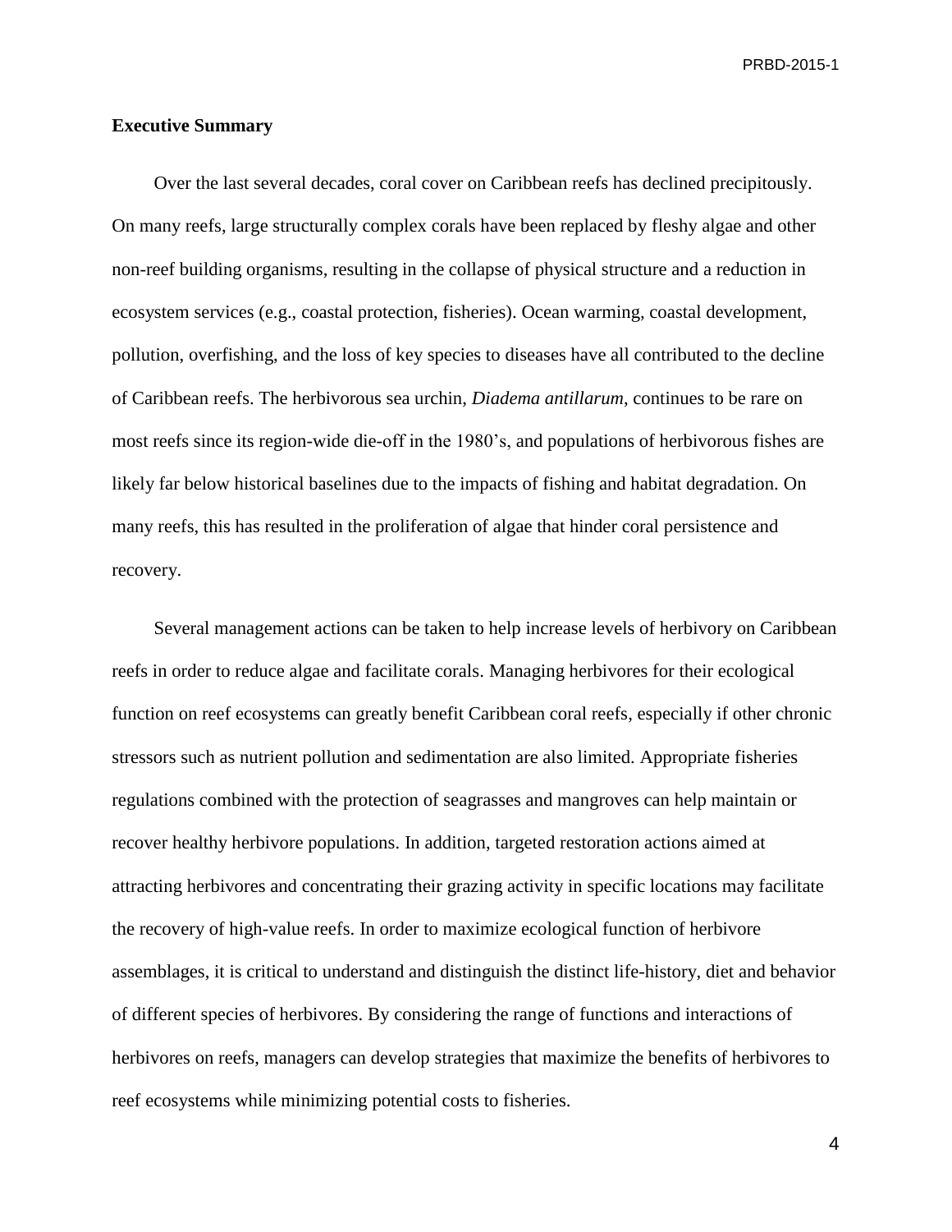## Executive Summary

Over the last several decades, coral cover on Caribbean reefs has declined precipitously. On many reefs, large structurally complex corals have been replaced by fleshy algae and other non-reef building organisms, resulting in the collapse of physical structure and a reduction in ecosystem services (e.g., coastal protection, fisheries). Ocean warming, coastal development, pollution, overfishing, and the loss of key species to diseases have all contributed to the decline of Caribbean reefs. The herbivorous sea urchin, *Diadema antillarum*, continues to be rare on most reefs since its region-wide die-off in the 1980's, and populations of herbivorous fishes are likely far below historical baselines due to the impacts of fishing and habitat degradation. On many reefs, this has resulted in the proliferation of algae that hinder coral persistence and recovery.

Several management actions can be taken to help increase levels of herbivory on Caribbean reefs in order to reduce algae and facilitate corals. Managing herbivores for their ecological function on reef ecosystems can greatly benefit Caribbean coral reefs, especially if other chronic stressors such as nutrient pollution and sedimentation are also limited. Appropriate fisheries regulations combined with the protection of seagrasses and mangroves can help maintain or recover healthy herbivore populations. In addition, targeted restoration actions aimed at attracting herbivores and concentrating their grazing activity in specific locations may facilitate the recovery of high-value reefs. In order to maximize ecological function of herbivore assemblages, it is critical to understand and distinguish the distinct life-history, diet and behavior of different species of herbivores. By considering the range of functions and interactions of herbivores on reefs, managers can develop strategies that maximize the benefits of herbivores to reef ecosystems while minimizing potential costs to fisheries.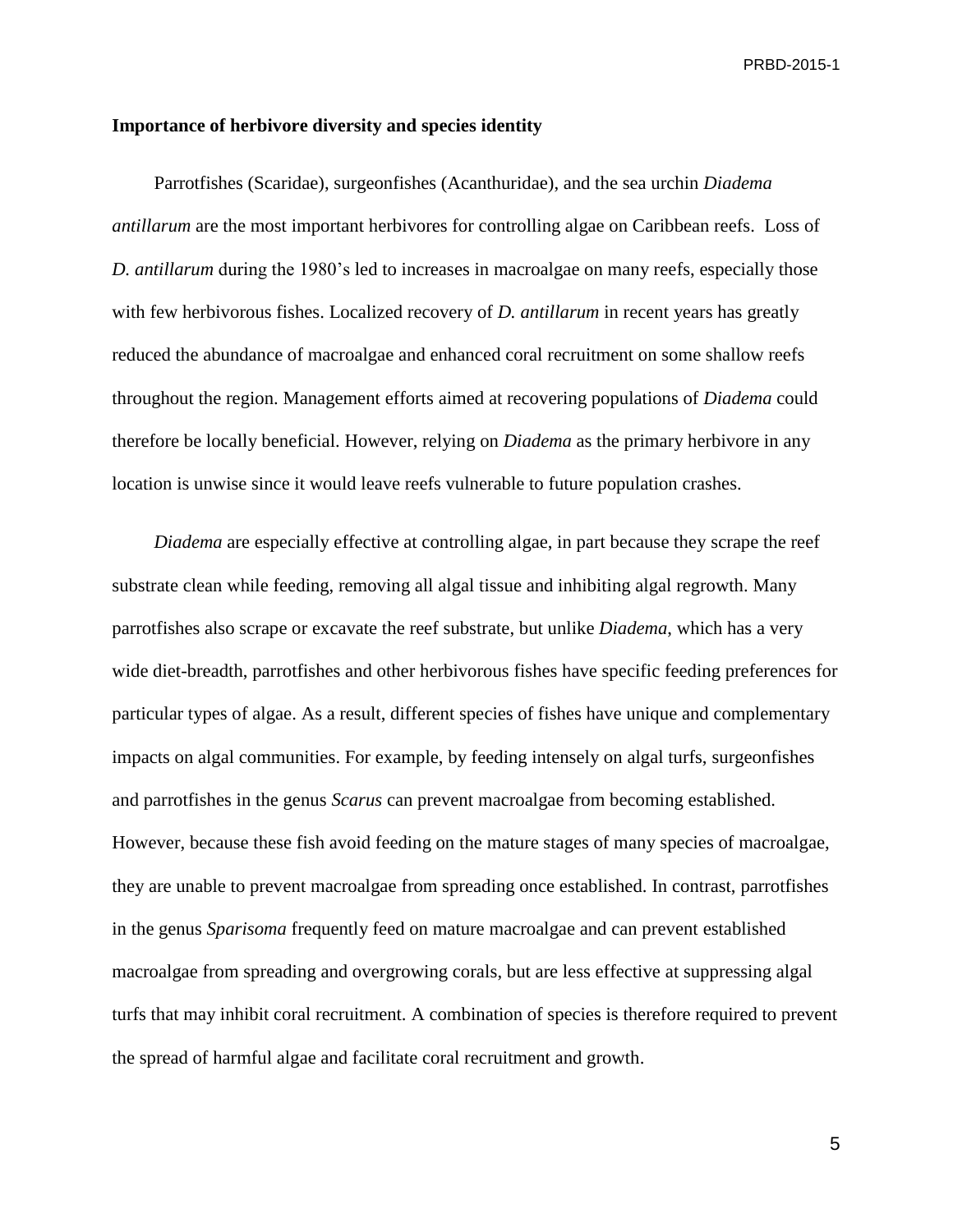**Importance of herbivore diversity and species identity**

Parrotfishes (Scaridae), surgeonfishes (Acanthuridae), and the sea urchin *Diadema antillarum* are the most important herbivores for controlling algae on Caribbean reefs. Loss of *D. antillarum* during the 1980's led to increases in macroalgae on many reefs, especially those with few herbivorous fishes. Localized recovery of *D. antillarum* in recent years has greatly reduced the abundance of macroalgae and enhanced coral recruitment on some shallow reefs throughout the region. Management efforts aimed at recovering populations of *Diadema* could therefore be locally beneficial. However, relying on *Diadema* as the primary herbivore in any location is unwise since it would leave reefs vulnerable to future population crashes.

*Diadema* are especially effective at controlling algae, in part because they scrape the reef substrate clean while feeding, removing all algal tissue and inhibiting algal regrowth. Many parrotfishes also scrape or excavate the reef substrate, but unlike *Diadema*, which has a very wide diet-breadth, parrotfishes and other herbivorous fishes have specific feeding preferences for particular types of algae. As a result, different species of fishes have unique and complementary impacts on algal communities. For example, by feeding intensely on algal turfs, surgeonfishes and parrotfishes in the genus *Scarus* can prevent macroalgae from becoming established. However, because these fish avoid feeding on the mature stages of many species of macroalgae, they are unable to prevent macroalgae from spreading once established. In contrast, parrotfishes in the genus *Sparisoma* frequently feed on mature macroalgae and can prevent established macroalgae from spreading and overgrowing corals, but are less effective at suppressing algal turfs that may inhibit coral recruitment. A combination of species is therefore required to prevent the spread of harmful algae and facilitate coral recruitment and growth.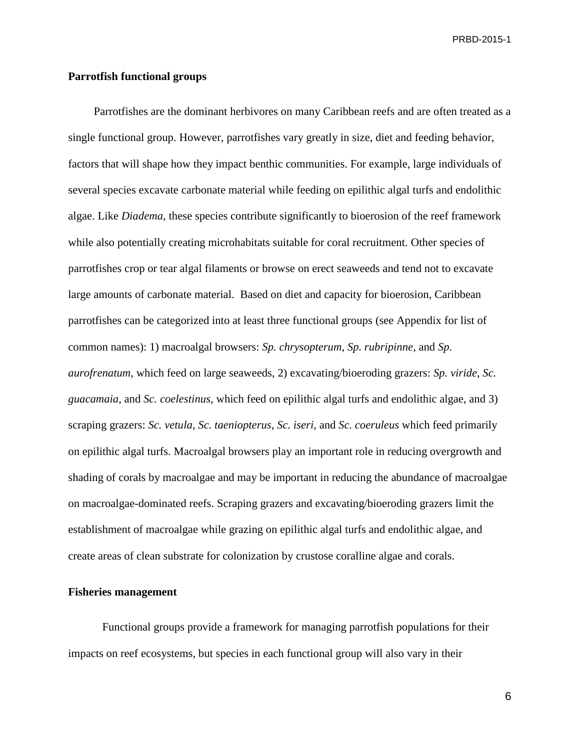**Parrotfish functional groups**

Parrotfishes are the dominant herbivores on many Caribbean reefs and are often treated as a single functional group. However, parrotfishes vary greatly in size, diet and feeding behavior, factors that will shape how they impact benthic communities. For example, large individuals of several species excavate carbonate material while feeding on epilithic algal turfs and endolithic algae. Like *Diadema*, these species contribute significantly to bioerosion of the reef framework while also potentially creating microhabitats suitable for coral recruitment. Other species of parrotfishes crop or tear algal filaments or browse on erect seaweeds and tend not to excavate large amounts of carbonate material. Based on diet and capacity for bioerosion, Caribbean parrotfishes can be categorized into at least three functional groups (see Appendix for list of common names): 1) macroalgal browsers: *Sp. chrysopterum*, *Sp. rubripinne*, and *Sp. aurofrenatum*, which feed on large seaweeds, 2) excavating/bioeroding grazers: *Sp. viride*, *Sc. guacamaia,* and *Sc. coelestinus*, which feed on epilithic algal turfs and endolithic algae, and 3) scraping grazers: *Sc. vetula*, *Sc. taeniopterus*, *Sc. iseri*, and *Sc. coeruleus* which feed primarily on epilithic algal turfs. Macroalgal browsers play an important role in reducing overgrowth and shading of corals by macroalgae and may be important in reducing the abundance of macroalgae on macroalgae-dominated reefs. Scraping grazers and excavating/bioeroding grazers limit the establishment of macroalgae while grazing on epilithic algal turfs and endolithic algae, and create areas of clean substrate for colonization by crustose coralline algae and corals.

**Fisheries management**

Functional groups provide a framework for managing parrotfish populations for their impacts on reef ecosystems, but species in each functional group will also vary in their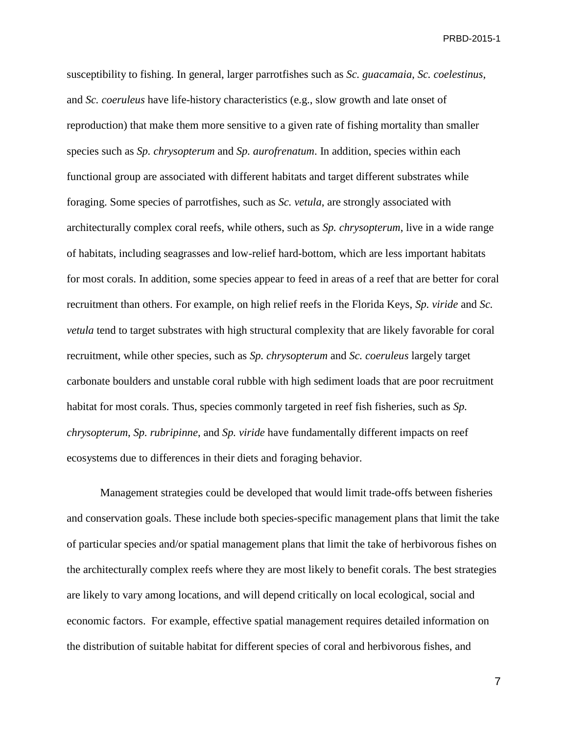susceptibility to fishing. In general, larger parrotfishes such as *Sc. guacamaia*, *Sc. coelestinus*, and *Sc. coeruleus* have life-history characteristics (e.g., slow growth and late onset of reproduction) that make them more sensitive to a given rate of fishing mortality than smaller species such as *Sp. chrysopterum* and *Sp. aurofrenatum*. In addition, species within each functional group are associated with different habitats and target different substrates while foraging. Some species of parrotfishes, such as *Sc. vetula*, are strongly associated with architecturally complex coral reefs, while others, such as *Sp. chrysopterum*, live in a wide range of habitats, including seagrasses and low-relief hard-bottom, which are less important habitats for most corals. In addition, some species appear to feed in areas of a reef that are better for coral recruitment than others. For example, on high relief reefs in the Florida Keys, *Sp. viride* and *Sc. vetula* tend to target substrates with high structural complexity that are likely favorable for coral recruitment, while other species, such as *Sp. chrysopterum* and *Sc. coeruleus* largely target carbonate boulders and unstable coral rubble with high sediment loads that are poor recruitment habitat for most corals. Thus, species commonly targeted in reef fish fisheries, such as *Sp. chrysopterum*, *Sp. rubripinne*, and *Sp. viride* have fundamentally different impacts on reef ecosystems due to differences in their diets and foraging behavior.

Management strategies could be developed that would limit trade-offs between fisheries and conservation goals. These include both species-specific management plans that limit the take of particular species and/or spatial management plans that limit the take of herbivorous fishes on the architecturally complex reefs where they are most likely to benefit corals. The best strategies are likely to vary among locations, and will depend critically on local ecological, social and economic factors. For example, effective spatial management requires detailed information on the distribution of suitable habitat for different species of coral and herbivorous fishes, and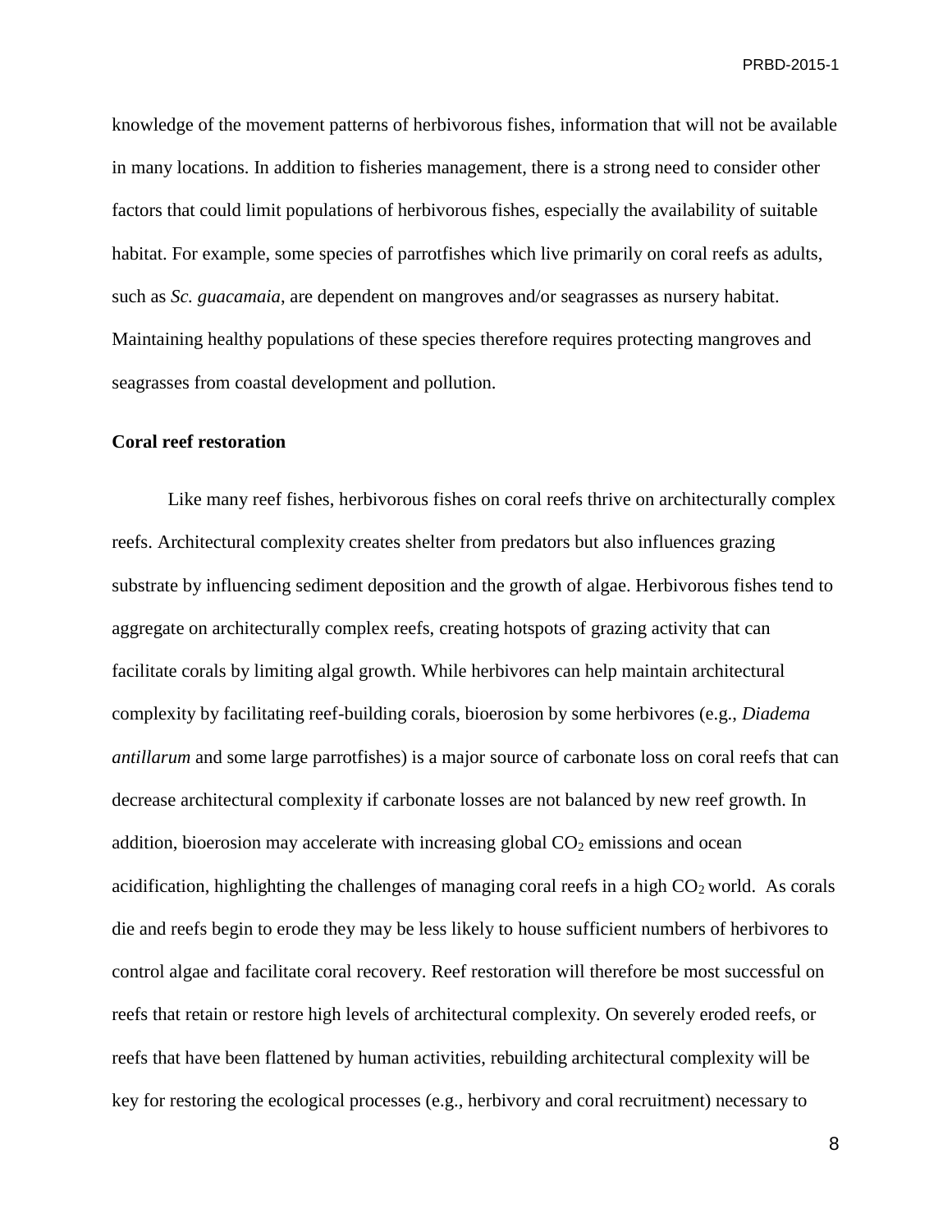knowledge of the movement patterns of herbivorous fishes, information that will not be available in many locations. In addition to fisheries management, there is a strong need to consider other factors that could limit populations of herbivorous fishes, especially the availability of suitable habitat. For example, some species of parrotfishes which live primarily on coral reefs as adults, such as *Sc. guacamaia*, are dependent on mangroves and/or seagrasses as nursery habitat. Maintaining healthy populations of these species therefore requires protecting mangroves and seagrasses from coastal development and pollution.

**Coral reef restoration**

Like many reef fishes, herbivorous fishes on coral reefs thrive on architecturally complex reefs. Architectural complexity creates shelter from predators but also influences grazing substrate by influencing sediment deposition and the growth of algae. Herbivorous fishes tend to aggregate on architecturally complex reefs, creating hotspots of grazing activity that can facilitate corals by limiting algal growth. While herbivores can help maintain architectural complexity by facilitating reef-building corals, bioerosion by some herbivores (e.g., *Diadema antillarum* and some large parrotfishes) is a major source of carbonate loss on coral reefs that can decrease architectural complexity if carbonate losses are not balanced by new reef growth. In addition, bioerosion may accelerate with increasing global $CO_2$ emissions and ocean acidification, highlighting the challenges of managing coral reefs in a high $CO_2$ world. As corals die and reefs begin to erode they may be less likely to house sufficient numbers of herbivores to control algae and facilitate coral recovery. Reef restoration will therefore be most successful on reefs that retain or restore high levels of architectural complexity. On severely eroded reefs, or reefs that have been flattened by human activities, rebuilding architectural complexity will be key for restoring the ecological processes (e.g., herbivory and coral recruitment) necessary to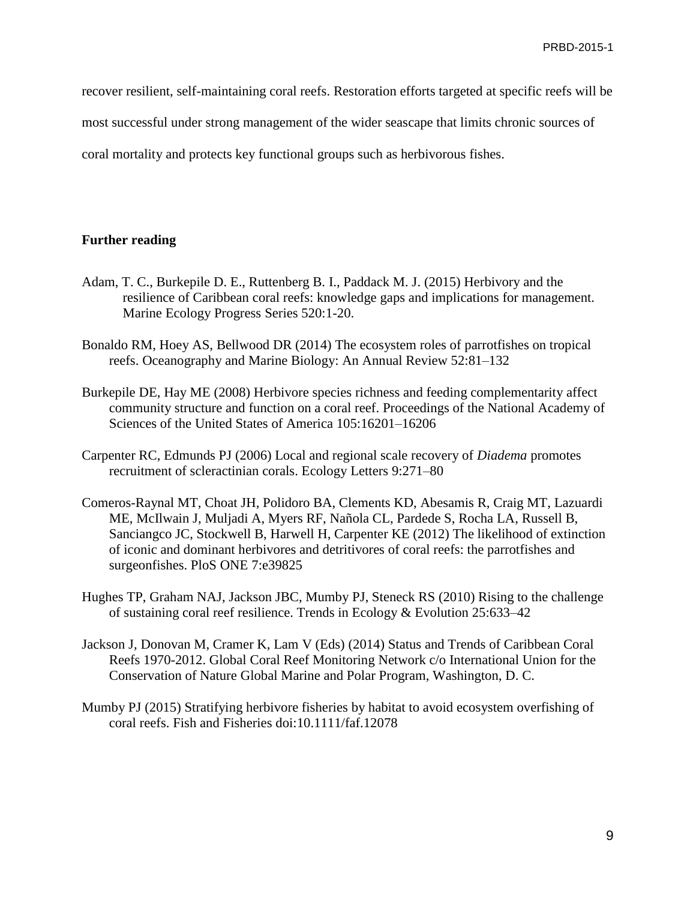recover resilient, self-maintaining coral reefs. Restoration efforts targeted at specific reefs will be most successful under strong management of the wider seascape that limits chronic sources of coral mortality and protects key functional groups such as herbivorous fishes.

**Further reading**

Adam, T. C., Burkepile D. E., Ruttenberg B. I., Paddack M. J. (2015) Herbivory and the resilience of Caribbean coral reefs: knowledge gaps and implications for management. Marine Ecology Progress Series 520:1-20.

Bonaldo RM, Hoey AS, Bellwood DR (2014) The ecosystem roles of parrotfishes on tropical reefs. Oceanography and Marine Biology: An Annual Review 52:81–132

Burkepile DE, Hay ME (2008) Herbivore species richness and feeding complementarity affect community structure and function on a coral reef. Proceedings of the National Academy of Sciences of the United States of America 105:16201–16206

Carpenter RC, Edmunds PJ (2006) Local and regional scale recovery of *Diadema* promotes recruitment of scleractinian corals. Ecology Letters 9:271–80

Comeros-Raynal MT, Choat JH, Polidoro BA, Clements KD, Abesamis R, Craig MT, Lazuardi ME, McIlwain J, Muljadi A, Myers RF, Nañola CL, Pardede S, Rocha LA, Russell B, Sanciangco JC, Stockwell B, Harwell H, Carpenter KE (2012) The likelihood of extinction of iconic and dominant herbivores and detritivores of coral reefs: the parrotfishes and surgeonfishes. PloS ONE 7:e39825

Hughes TP, Graham NAJ, Jackson JBC, Mumby PJ, Steneck RS (2010) Rising to the challenge of sustaining coral reef resilience. Trends in Ecology & Evolution 25:633–42

Jackson J, Donovan M, Cramer K, Lam V (Eds) (2014) Status and Trends of Caribbean Coral Reefs 1970-2012. Global Coral Reef Monitoring Network c/o International Union for the Conservation of Nature Global Marine and Polar Program, Washington, D. C.

Mumby PJ (2015) Stratifying herbivore fisheries by habitat to avoid ecosystem overfishing of coral reefs. Fish and Fisheries doi:10.1111/faf.12078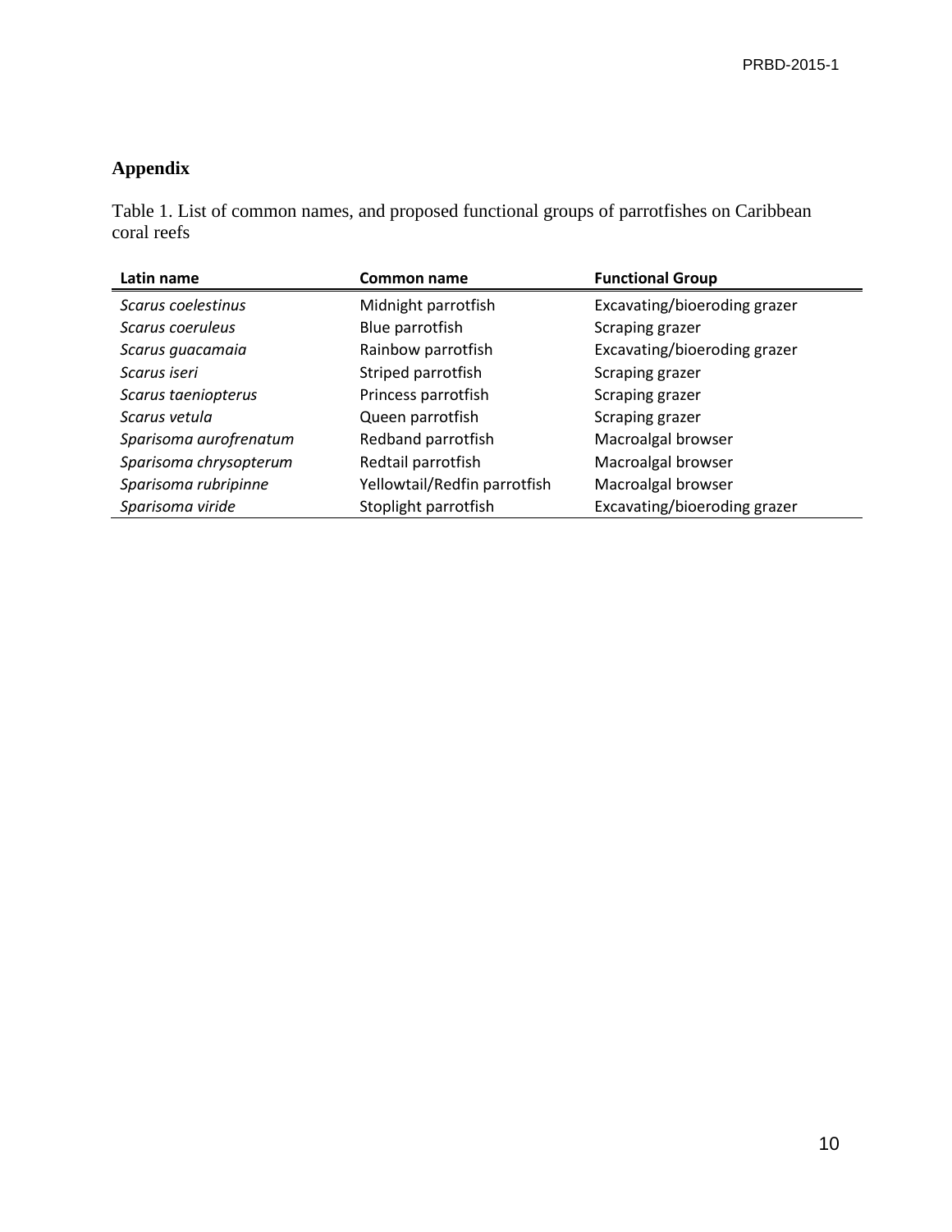## Appendix

Table 1. List of common names, and proposed functional groups of parrotfishes on Caribbean coral reefs

| Latin name | Common name | Functional Group |
|---|---|---|
| *Scarus coelestinus* | Midnight parrotfish | Excavating/bioeroding grazer |
| *Scarus coeruleus* | Blue parrotfish | Scraping grazer |
| *Scarus guacamaia* | Rainbow parrotfish | Excavating/bioeroding grazer |
| *Scarus iseri* | Striped parrotfish | Scraping grazer |
| *Scarus taeniopterus* | Princess parrotfish | Scraping grazer |
| *Scarus vetula* | Queen parrotfish | Scraping grazer |
| *Sparisoma aurofrenatum* | Redband parrotfish | Macroalgal browser |
| *Sparisoma chrysopterum* | Redtail parrotfish | Macroalgal browser |
| *Sparisoma rubripinne* | Yellowtail/Redfin parrotfish | Macroalgal browser |
| *Sparisoma viride* | Stoplight parrotfish | Excavating/bioeroding grazer |